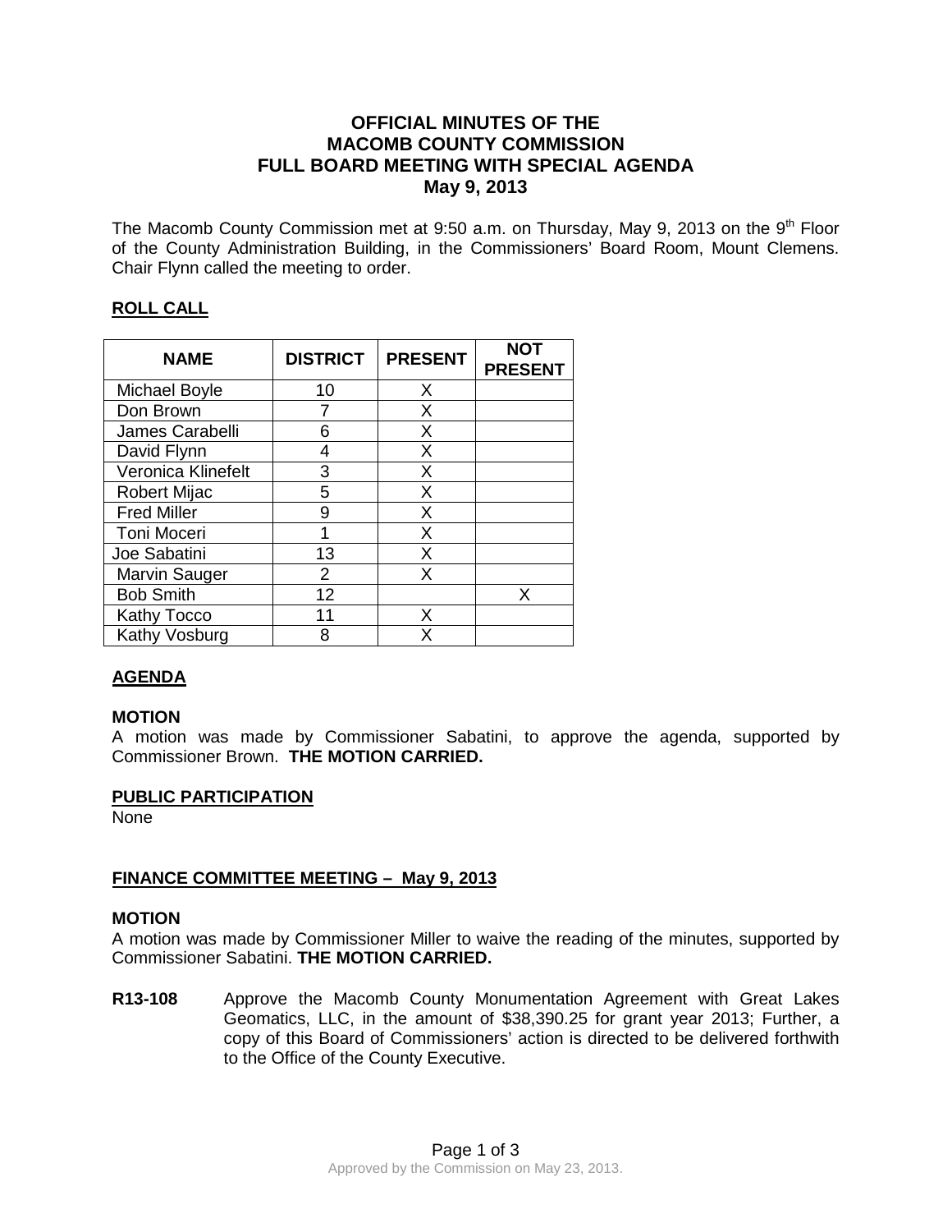# OFFICIAL MINUTES OF THE MACOMB COUNTY COMMISSION FULL BOARD MEETING WITH SPECIAL AGENDA May 9, 2013

The Macomb County Commission met at 9:50 a.m. on Thursday, May 9, 2013 on the 9th Floor of the County Administration Building, in the Commissioners' Board Room, Mount Clemens. Chair Flynn called the meeting to order.

## ROLL CALL

| NAME | DISTRICT | PRESENT | NOT PRESENT |
|---|---|---|---|
| Michael Boyle | 10 | X | |
| Don Brown | 7 | X | |
| James Carabelli | 6 | X | |
| David Flynn | 4 | X | |
| Veronica Klinefelt | 3 | X | |
| Robert Mijac | 5 | X | |
| Fred Miller | 9 | X | |
| Toni Moceri | 1 | X | |
| Joe Sabatini | 13 | X | |
| Marvin Sauger | 2 | X | |
| Bob Smith | 12 | | X |
| Kathy Tocco | 11 | X | |
| Kathy Vosburg | 8 | X | |

## AGENDA

**MOTION**
A motion was made by Commissioner Sabatini, to approve the agenda, supported by Commissioner Brown. **THE MOTION CARRIED.**

## PUBLIC PARTICIPATION

None

## FINANCE COMMITTEE MEETING – May 9, 2013

**MOTION**
A motion was made by Commissioner Miller to waive the reading of the minutes, supported by Commissioner Sabatini. **THE MOTION CARRIED.**

**R13-108** Approve the Macomb County Monumentation Agreement with Great Lakes Geomatics, LLC, in the amount of $38,390.25 for grant year 2013; Further, a copy of this Board of Commissioners' action is directed to be delivered forthwith to the Office of the County Executive.

Approved by the Commission on May 23, 2013.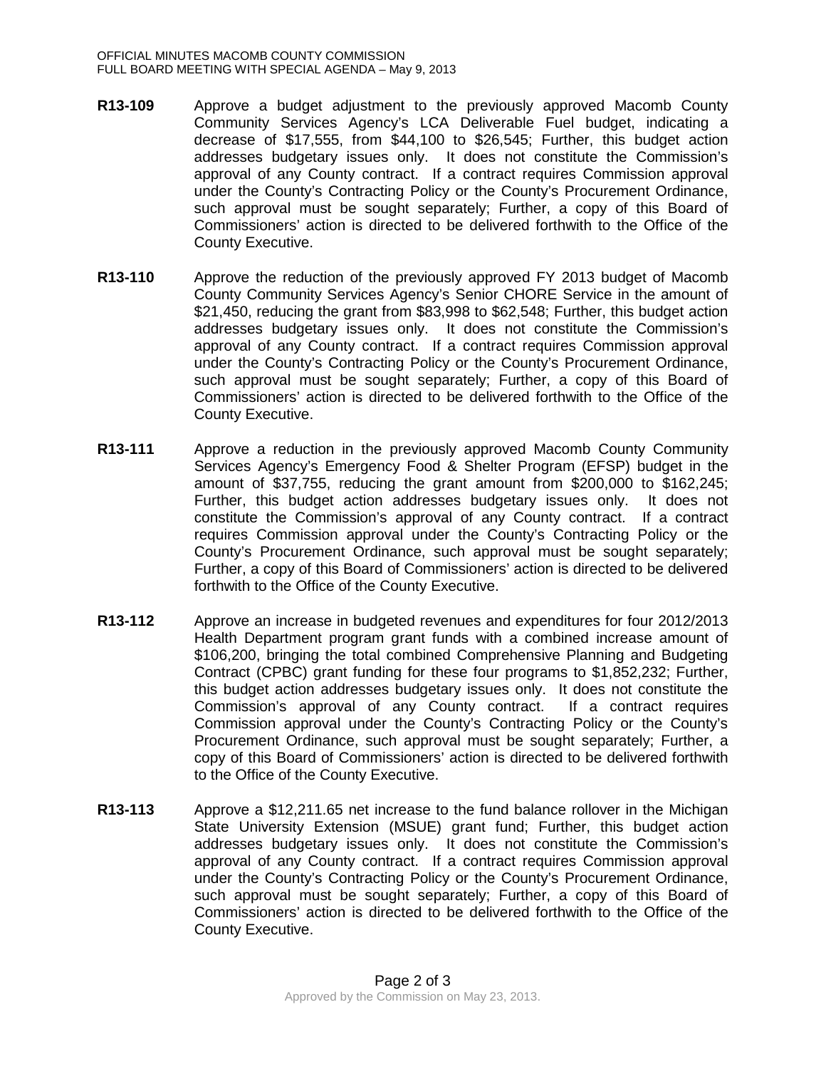**R13-109** Approve a budget adjustment to the previously approved Macomb County Community Services Agency's LCA Deliverable Fuel budget, indicating a decrease of $17,555, from $44,100 to $26,545; Further, this budget action addresses budgetary issues only. It does not constitute the Commission's approval of any County contract. If a contract requires Commission approval under the County's Contracting Policy or the County's Procurement Ordinance, such approval must be sought separately; Further, a copy of this Board of Commissioners' action is directed to be delivered forthwith to the Office of the County Executive.

**R13-110** Approve the reduction of the previously approved FY 2013 budget of Macomb County Community Services Agency's Senior CHORE Service in the amount of $21,450, reducing the grant from $83,998 to $62,548; Further, this budget action addresses budgetary issues only. It does not constitute the Commission's approval of any County contract. If a contract requires Commission approval under the County's Contracting Policy or the County's Procurement Ordinance, such approval must be sought separately; Further, a copy of this Board of Commissioners' action is directed to be delivered forthwith to the Office of the County Executive.

**R13-111** Approve a reduction in the previously approved Macomb County Community Services Agency's Emergency Food & Shelter Program (EFSP) budget in the amount of $37,755, reducing the grant amount from $200,000 to $162,245; Further, this budget action addresses budgetary issues only. It does not constitute the Commission's approval of any County contract. If a contract requires Commission approval under the County's Contracting Policy or the County's Procurement Ordinance, such approval must be sought separately; Further, a copy of this Board of Commissioners' action is directed to be delivered forthwith to the Office of the County Executive.

**R13-112** Approve an increase in budgeted revenues and expenditures for four 2012/2013 Health Department program grant funds with a combined increase amount of $106,200, bringing the total combined Comprehensive Planning and Budgeting Contract (CPBC) grant funding for these four programs to $1,852,232; Further, this budget action addresses budgetary issues only. It does not constitute the Commission's approval of any County contract. If a contract requires Commission approval under the County's Contracting Policy or the County's Procurement Ordinance, such approval must be sought separately; Further, a copy of this Board of Commissioners' action is directed to be delivered forthwith to the Office of the County Executive.

**R13-113** Approve a $12,211.65 net increase to the fund balance rollover in the Michigan State University Extension (MSUE) grant fund; Further, this budget action addresses budgetary issues only. It does not constitute the Commission's approval of any County contract. If a contract requires Commission approval under the County's Contracting Policy or the County's Procurement Ordinance, such approval must be sought separately; Further, a copy of this Board of Commissioners' action is directed to be delivered forthwith to the Office of the County Executive.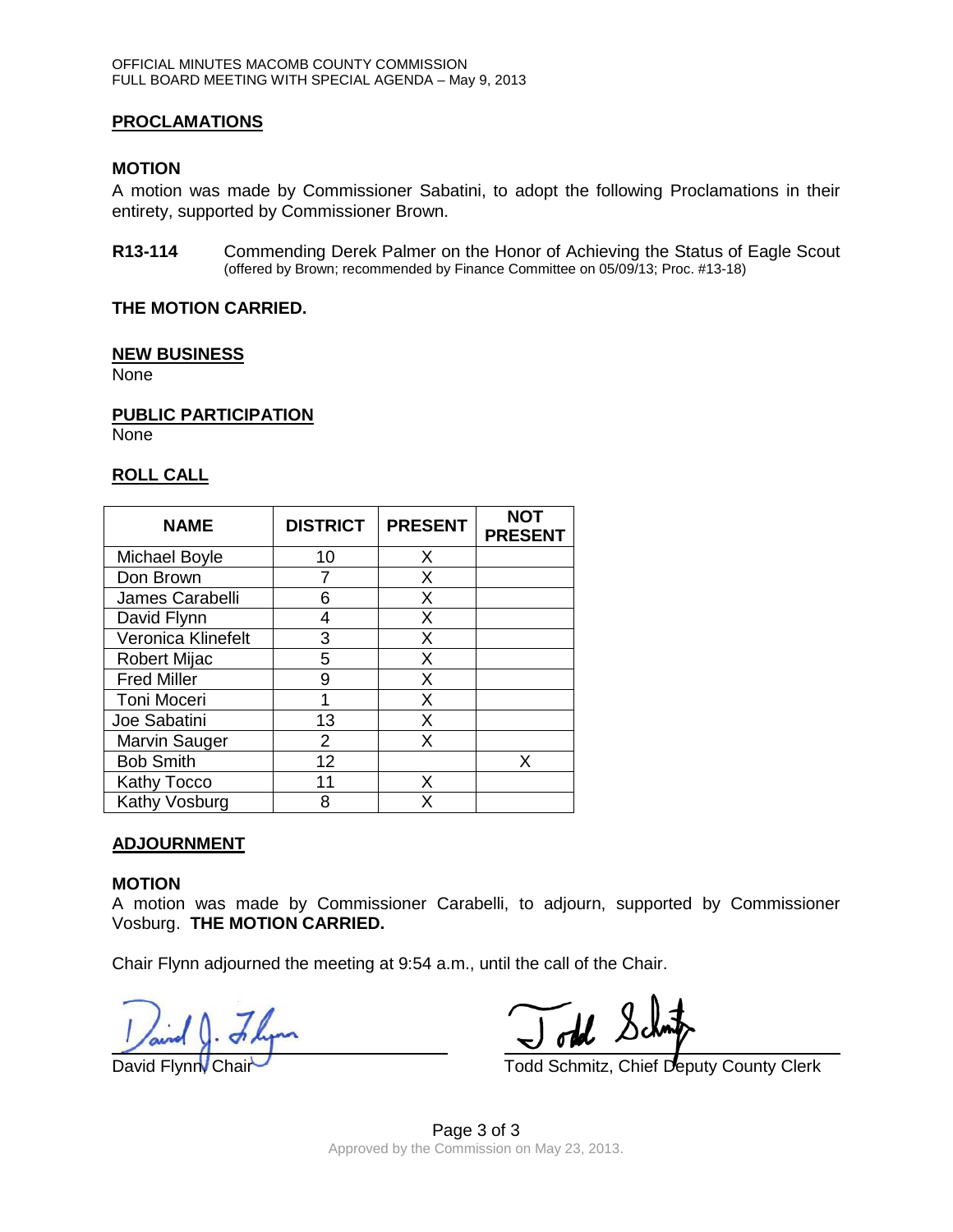## PROCLAMATIONS

**MOTION**

A motion was made by Commissioner Sabatini, to adopt the following Proclamations in their entirety, supported by Commissioner Brown.

**R13-114** Commending Derek Palmer on the Honor of Achieving the Status of Eagle Scout (offered by Brown; recommended by Finance Committee on 05/09/13; Proc. #13-18)

**THE MOTION CARRIED.**

## NEW BUSINESS

None

## PUBLIC PARTICIPATION

None

## ROLL CALL

| NAME | DISTRICT | PRESENT | NOT PRESENT |
|---|---|---|---|
| Michael Boyle | 10 | X | |
| Don Brown | 7 | X | |
| James Carabelli | 6 | X | |
| David Flynn | 4 | X | |
| Veronica Klinefelt | 3 | X | |
| Robert Mijac | 5 | X | |
| Fred Miller | 9 | X | |
| Toni Moceri | 1 | X | |
| Joe Sabatini | 13 | X | |
| Marvin Sauger | 2 | X | |
| Bob Smith | 12 | | X |
| Kathy Tocco | 11 | X | |
| Kathy Vosburg | 8 | X | |

## ADJOURNMENT

**MOTION**

A motion was made by Commissioner Carabelli, to adjourn, supported by Commissioner Vosburg. **THE MOTION CARRIED.**

Chair Flynn adjourned the meeting at 9:54 a.m., until the call of the Chair.

David Flynn, Chair

Todd Schmitz, Chief Deputy County Clerk

Approved by the Commission on May 23, 2013.